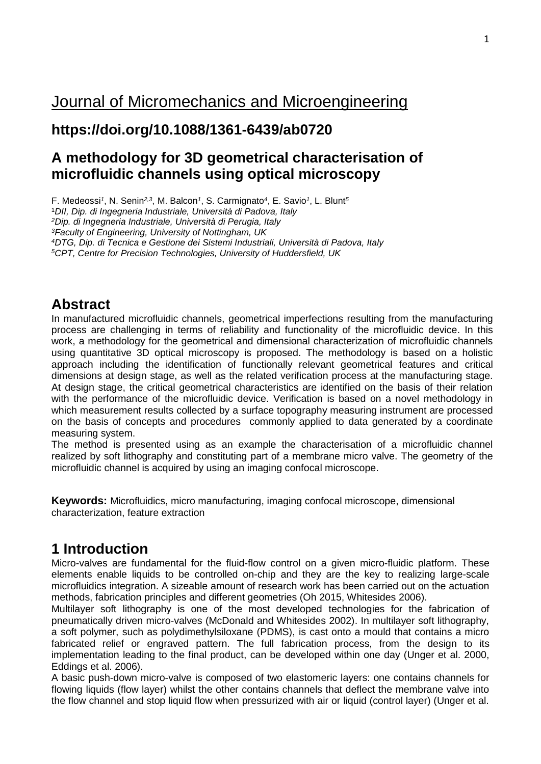Journal of Micromechanics and Microengineering

## https://doi.org/10.1088/1361-6439/ab0720

# A methodology for 3D geometrical characterisation of microfluidic channels using optical microscopy

F. Medeossi[1], N. Senin[2,3], M. Balcon[1], S. Carmignato[4], E. Savio[1], L. Blunt[5]

[1]*DII, Dip. di Ingegneria Industriale, Università di Padova, Italy*
[2]*Dip. di Ingegneria Industriale, Università di Perugia, Italy*
[3]*Faculty of Engineering, University of Nottingham, UK*
[4]*DTG, Dip. di Tecnica e Gestione dei Sistemi Industriali, Università di Padova, Italy*
[5]*CPT, Centre for Precision Technologies, University of Huddersfield, UK*

## Abstract

In manufactured microfluidic channels, geometrical imperfections resulting from the manufacturing process are challenging in terms of reliability and functionality of the microfluidic device. In this work, a methodology for the geometrical and dimensional characterization of microfluidic channels using quantitative 3D optical microscopy is proposed. The methodology is based on a holistic approach including the identification of functionally relevant geometrical features and critical dimensions at design stage, as well as the related verification process at the manufacturing stage. At design stage, the critical geometrical characteristics are identified on the basis of their relation with the performance of the microfluidic device. Verification is based on a novel methodology in which measurement results collected by a surface topography measuring instrument are processed on the basis of concepts and procedures commonly applied to data generated by a coordinate measuring system.

The method is presented using as an example the characterisation of a microfluidic channel realized by soft lithography and constituting part of a membrane micro valve. The geometry of the microfluidic channel is acquired by using an imaging confocal microscope.

**Keywords:** Microfluidics, micro manufacturing, imaging confocal microscope, dimensional characterization, feature extraction

## 1 Introduction

Micro-valves are fundamental for the fluid-flow control on a given micro-fluidic platform. These elements enable liquids to be controlled on-chip and they are the key to realizing large-scale microfluidics integration. A sizeable amount of research work has been carried out on the actuation methods, fabrication principles and different geometries (Oh 2015, Whitesides 2006).

Multilayer soft lithography is one of the most developed technologies for the fabrication of pneumatically driven micro-valves (McDonald and Whitesides 2002). In multilayer soft lithography, a soft polymer, such as polydimethylsiloxane (PDMS), is cast onto a mould that contains a micro fabricated relief or engraved pattern. The full fabrication process, from the design to its implementation leading to the final product, can be developed within one day (Unger et al. 2000, Eddings et al. 2006).

A basic push-down micro-valve is composed of two elastomeric layers: one contains channels for flowing liquids (flow layer) whilst the other contains channels that deflect the membrane valve into the flow channel and stop liquid flow when pressurized with air or liquid (control layer) (Unger et al.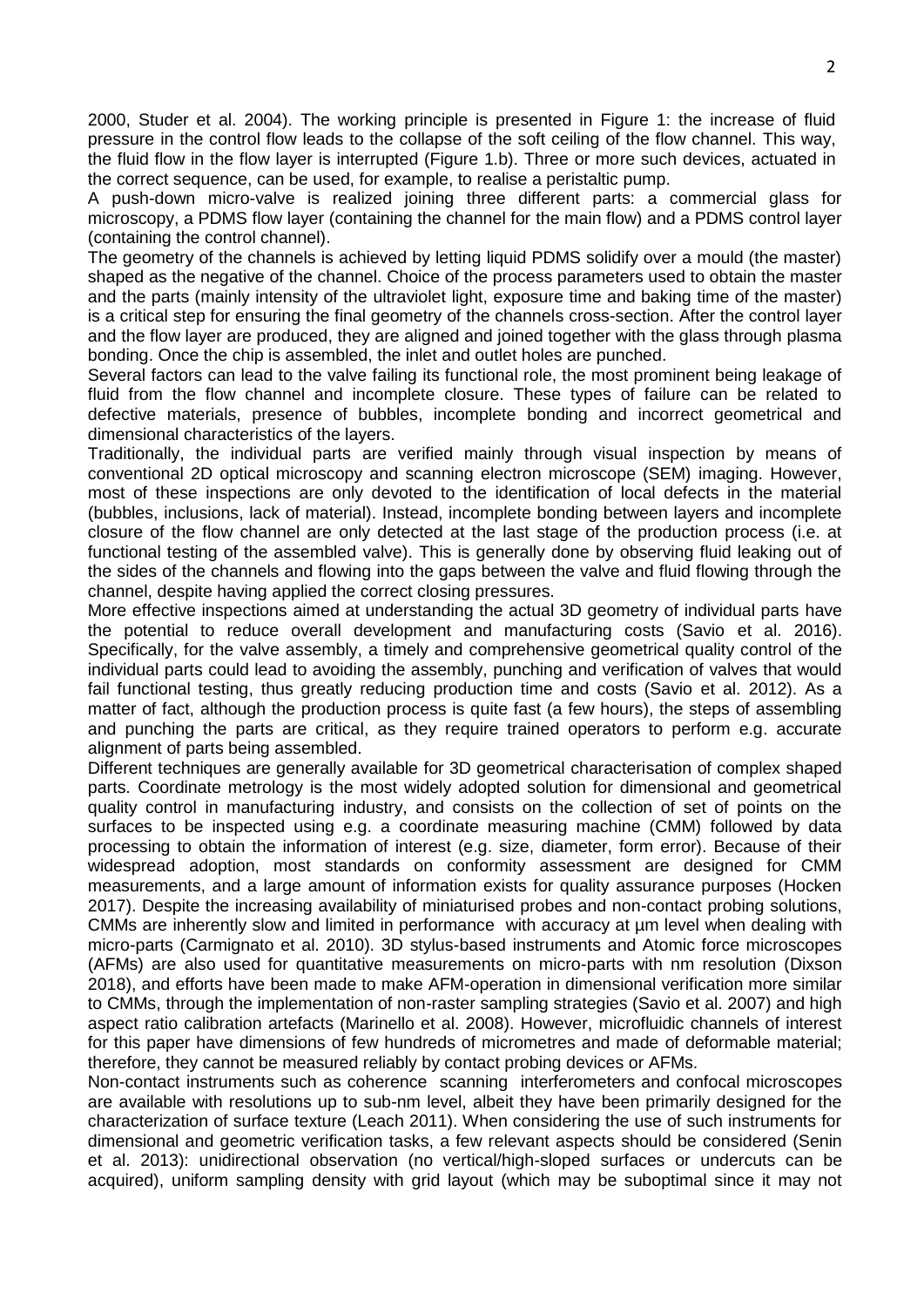2000, Studer et al. 2004). The working principle is presented in Figure 1: the increase of fluid pressure in the control flow leads to the collapse of the soft ceiling of the flow channel. This way, the fluid flow in the flow layer is interrupted (Figure 1.b). Three or more such devices, actuated in the correct sequence, can be used, for example, to realise a peristaltic pump.

A push-down micro-valve is realized joining three different parts: a commercial glass for microscopy, a PDMS flow layer (containing the channel for the main flow) and a PDMS control layer (containing the control channel).

The geometry of the channels is achieved by letting liquid PDMS solidify over a mould (the master) shaped as the negative of the channel. Choice of the process parameters used to obtain the master and the parts (mainly intensity of the ultraviolet light, exposure time and baking time of the master) is a critical step for ensuring the final geometry of the channels cross-section. After the control layer and the flow layer are produced, they are aligned and joined together with the glass through plasma bonding. Once the chip is assembled, the inlet and outlet holes are punched.

Several factors can lead to the valve failing its functional role, the most prominent being leakage of fluid from the flow channel and incomplete closure. These types of failure can be related to defective materials, presence of bubbles, incomplete bonding and incorrect geometrical and dimensional characteristics of the layers.

Traditionally, the individual parts are verified mainly through visual inspection by means of conventional 2D optical microscopy and scanning electron microscope (SEM) imaging. However, most of these inspections are only devoted to the identification of local defects in the material (bubbles, inclusions, lack of material). Instead, incomplete bonding between layers and incomplete closure of the flow channel are only detected at the last stage of the production process (i.e. at functional testing of the assembled valve). This is generally done by observing fluid leaking out of the sides of the channels and flowing into the gaps between the valve and fluid flowing through the channel, despite having applied the correct closing pressures.

More effective inspections aimed at understanding the actual 3D geometry of individual parts have the potential to reduce overall development and manufacturing costs (Savio et al. 2016). Specifically, for the valve assembly, a timely and comprehensive geometrical quality control of the individual parts could lead to avoiding the assembly, punching and verification of valves that would fail functional testing, thus greatly reducing production time and costs (Savio et al. 2012). As a matter of fact, although the production process is quite fast (a few hours), the steps of assembling and punching the parts are critical, as they require trained operators to perform e.g. accurate alignment of parts being assembled.

Different techniques are generally available for 3D geometrical characterisation of complex shaped parts. Coordinate metrology is the most widely adopted solution for dimensional and geometrical quality control in manufacturing industry, and consists on the collection of set of points on the surfaces to be inspected using e.g. a coordinate measuring machine (CMM) followed by data processing to obtain the information of interest (e.g. size, diameter, form error). Because of their widespread adoption, most standards on conformity assessment are designed for CMM measurements, and a large amount of information exists for quality assurance purposes (Hocken 2017). Despite the increasing availability of miniaturised probes and non-contact probing solutions, CMMs are inherently slow and limited in performance with accuracy at µm level when dealing with micro-parts (Carmignato et al. 2010). 3D stylus-based instruments and Atomic force microscopes (AFMs) are also used for quantitative measurements on micro-parts with nm resolution (Dixson 2018), and efforts have been made to make AFM-operation in dimensional verification more similar to CMMs, through the implementation of non-raster sampling strategies (Savio et al. 2007) and high aspect ratio calibration artefacts (Marinello et al. 2008). However, microfluidic channels of interest for this paper have dimensions of few hundreds of micrometres and made of deformable material; therefore, they cannot be measured reliably by contact probing devices or AFMs.

Non-contact instruments such as coherence scanning interferometers and confocal microscopes are available with resolutions up to sub-nm level, albeit they have been primarily designed for the characterization of surface texture (Leach 2011). When considering the use of such instruments for dimensional and geometric verification tasks, a few relevant aspects should be considered (Senin et al. 2013): unidirectional observation (no vertical/high-sloped surfaces or undercuts can be acquired), uniform sampling density with grid layout (which may be suboptimal since it may not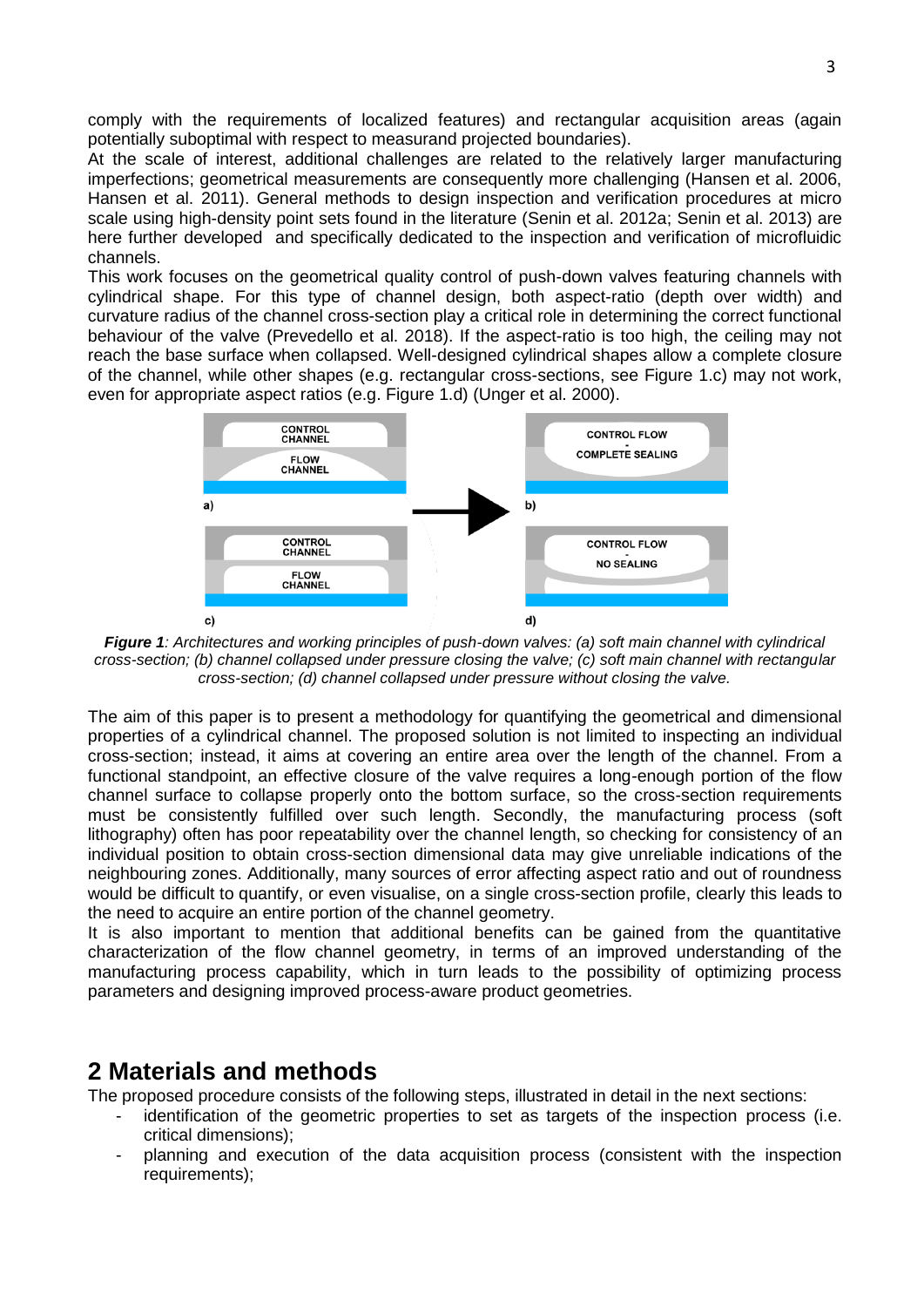comply with the requirements of localized features) and rectangular acquisition areas (again potentially suboptimal with respect to measurand projected boundaries).
At the scale of interest, additional challenges are related to the relatively larger manufacturing imperfections; geometrical measurements are consequently more challenging (Hansen et al. 2006, Hansen et al. 2011). General methods to design inspection and verification procedures at micro scale using high-density point sets found in the literature (Senin et al. 2012a; Senin et al. 2013) are here further developed and specifically dedicated to the inspection and verification of microfluidic channels.
This work focuses on the geometrical quality control of push-down valves featuring channels with cylindrical shape. For this type of channel design, both aspect-ratio (depth over width) and curvature radius of the channel cross-section play a critical role in determining the correct functional behaviour of the valve (Prevedello et al. 2018). If the aspect-ratio is too high, the ceiling may not reach the base surface when collapsed. Well-designed cylindrical shapes allow a complete closure of the channel, while other shapes (e.g. rectangular cross-sections, see Figure 1.c) may not work, even for appropriate aspect ratios (e.g. Figure 1.d) (Unger et al. 2000).

***Figure 1**: Architectures and working principles of push-down valves: (a) soft main channel with cylindrical cross-section; (b) channel collapsed under pressure closing the valve; (c) soft main channel with rectangular cross-section; (d) channel collapsed under pressure without closing the valve.*

The aim of this paper is to present a methodology for quantifying the geometrical and dimensional properties of a cylindrical channel. The proposed solution is not limited to inspecting an individual cross-section; instead, it aims at covering an entire area over the length of the channel. From a functional standpoint, an effective closure of the valve requires a long-enough portion of the flow channel surface to collapse properly onto the bottom surface, so the cross-section requirements must be consistently fulfilled over such length. Secondly, the manufacturing process (soft lithography) often has poor repeatability over the channel length, so checking for consistency of an individual position to obtain cross-section dimensional data may give unreliable indications of the neighbouring zones. Additionally, many sources of error affecting aspect ratio and out of roundness would be difficult to quantify, or even visualise, on a single cross-section profile, clearly this leads to the need to acquire an entire portion of the channel geometry.
It is also important to mention that additional benefits can be gained from the quantitative characterization of the flow channel geometry, in terms of an improved understanding of the manufacturing process capability, which in turn leads to the possibility of optimizing process parameters and designing improved process-aware product geometries.

# 2 Materials and methods

The proposed procedure consists of the following steps, illustrated in detail in the next sections:

- identification of the geometric properties to set as targets of the inspection process (i.e. critical dimensions);
- planning and execution of the data acquisition process (consistent with the inspection requirements);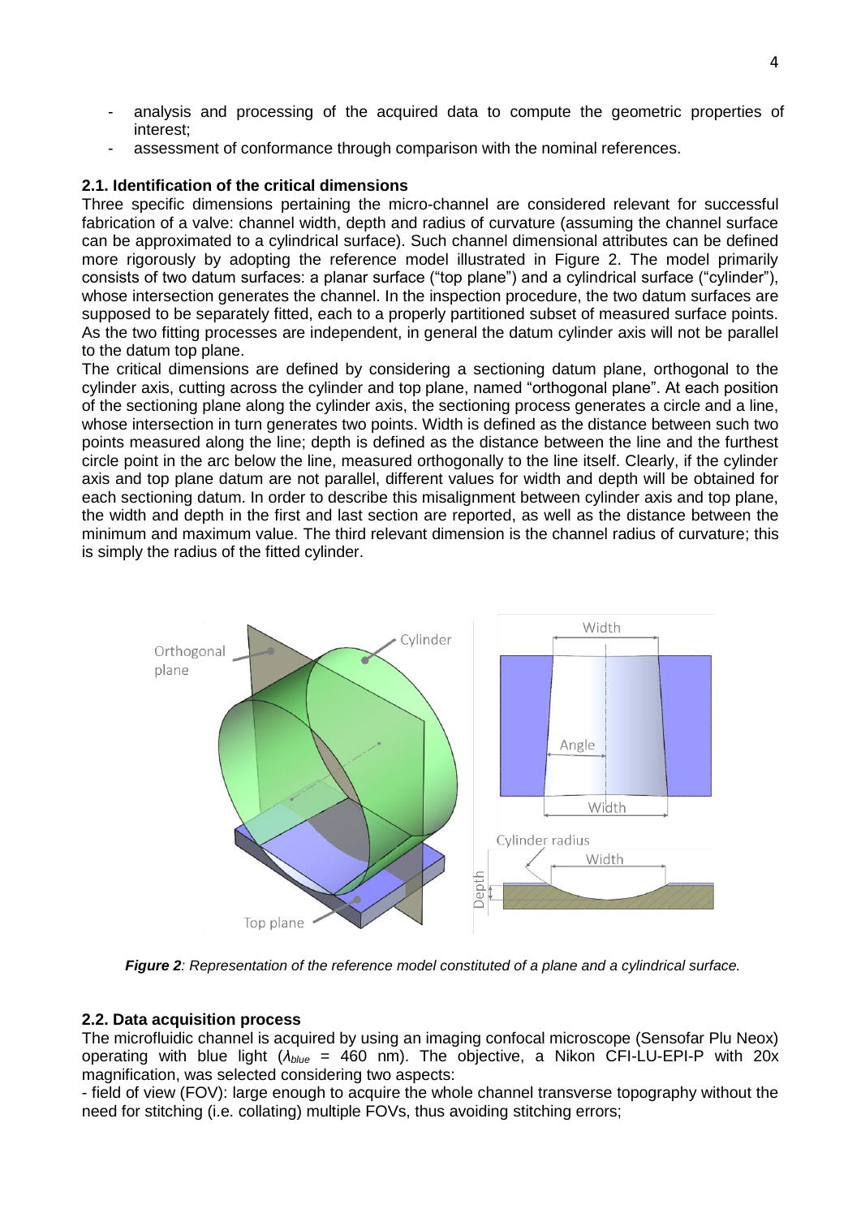- analysis and processing of the acquired data to compute the geometric properties of interest;
- assessment of conformance through comparison with the nominal references.

## 2.1. Identification of the critical dimensions

Three specific dimensions pertaining the micro-channel are considered relevant for successful fabrication of a valve: channel width, depth and radius of curvature (assuming the channel surface can be approximated to a cylindrical surface). Such channel dimensional attributes can be defined more rigorously by adopting the reference model illustrated in Figure 2. The model primarily consists of two datum surfaces: a planar surface ("top plane") and a cylindrical surface ("cylinder"), whose intersection generates the channel. In the inspection procedure, the two datum surfaces are supposed to be separately fitted, each to a properly partitioned subset of measured surface points. As the two fitting processes are independent, in general the datum cylinder axis will not be parallel to the datum top plane.

The critical dimensions are defined by considering a sectioning datum plane, orthogonal to the cylinder axis, cutting across the cylinder and top plane, named "orthogonal plane". At each position of the sectioning plane along the cylinder axis, the sectioning process generates a circle and a line, whose intersection in turn generates two points. Width is defined as the distance between such two points measured along the line; depth is defined as the distance between the line and the furthest circle point in the arc below the line, measured orthogonally to the line itself. Clearly, if the cylinder axis and top plane datum are not parallel, different values for width and depth will be obtained for each sectioning datum. In order to describe this misalignment between cylinder axis and top plane, the width and depth in the first and last section are reported, as well as the distance between the minimum and maximum value. The third relevant dimension is the channel radius of curvature; this is simply the radius of the fitted cylinder.

***Figure 2**: Representation of the reference model constituted of a plane and a cylindrical surface.*

## 2.2. Data acquisition process

The microfluidic channel is acquired by using an imaging confocal microscope (Sensofar Plu Neox) operating with blue light ($\lambda_{blue}$ = 460 nm). The objective, a Nikon CFI-LU-EPI-P with 20x magnification, was selected considering two aspects:

- field of view (FOV): large enough to acquire the whole channel transverse topography without the need for stitching (i.e. collating) multiple FOVs, thus avoiding stitching errors;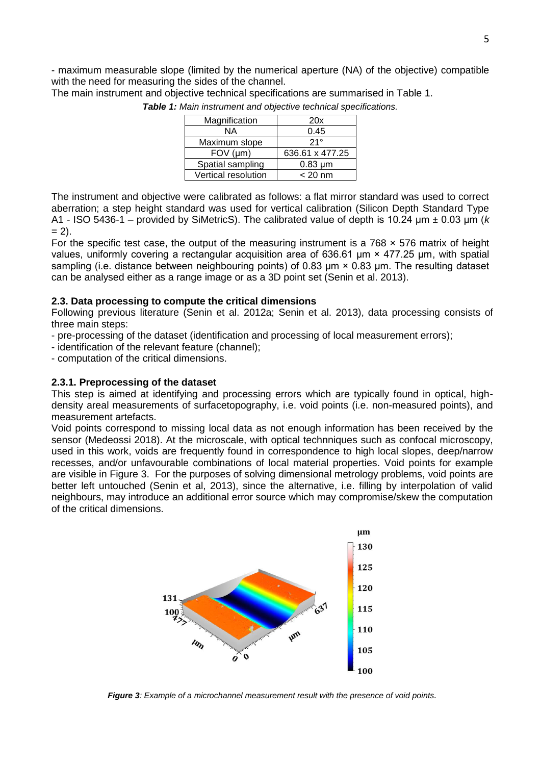- maximum measurable slope (limited by the numerical aperture (NA) of the objective) compatible with the need for measuring the sides of the channel.

The main instrument and objective technical specifications are summarised in Table 1.

***Table 1:*** *Main instrument and objective technical specifications.*

| Magnification | 20x |
|---|---|
| NA | 0.45 |
| Maximum slope | 21° |
| FOV (µm) | 636.61 x 477.25 |
| Spatial sampling | 0.83 µm |
| Vertical resolution | < 20 nm |

The instrument and objective were calibrated as follows: a flat mirror standard was used to correct aberration; a step height standard was used for vertical calibration (Silicon Depth Standard Type A1 - ISO 5436-1 – provided by SiMetricS). The calibrated value of depth is 10.24 µm ± 0.03 µm ($k = 2$).

For the specific test case, the output of the measuring instrument is a 768 × 576 matrix of height values, uniformly covering a rectangular acquisition area of 636.61 µm × 477.25 µm, with spatial sampling (i.e. distance between neighbouring points) of 0.83 µm × 0.83 µm. The resulting dataset can be analysed either as a range image or as a 3D point set (Senin et al. 2013).

### 2.3. Data processing to compute the critical dimensions

Following previous literature (Senin et al. 2012a; Senin et al. 2013), data processing consists of three main steps:

- pre-processing of the dataset (identification and processing of local measurement errors);
- identification of the relevant feature (channel);
- computation of the critical dimensions.

#### 2.3.1. Preprocessing of the dataset

This step is aimed at identifying and processing errors which are typically found in optical, high-density areal measurements of surfacetopography, i.e. void points (i.e. non-measured points), and measurement artefacts.

Void points correspond to missing local data as not enough information has been received by the sensor (Medeossi 2018). At the microscale, with optical technniques such as confocal microscopy, used in this work, voids are frequently found in correspondence to high local slopes, deep/narrow recesses, and/or unfavourable combinations of local material properties. Void points for example are visible in Figure 3. For the purposes of solving dimensional metrology problems, void points are better left untouched (Senin et al, 2013), since the alternative, i.e. filling by interpolation of valid neighbours, may introduce an additional error source which may compromise/skew the computation of the critical dimensions.

***Figure 3****: Example of a microchannel measurement result with the presence of void points.*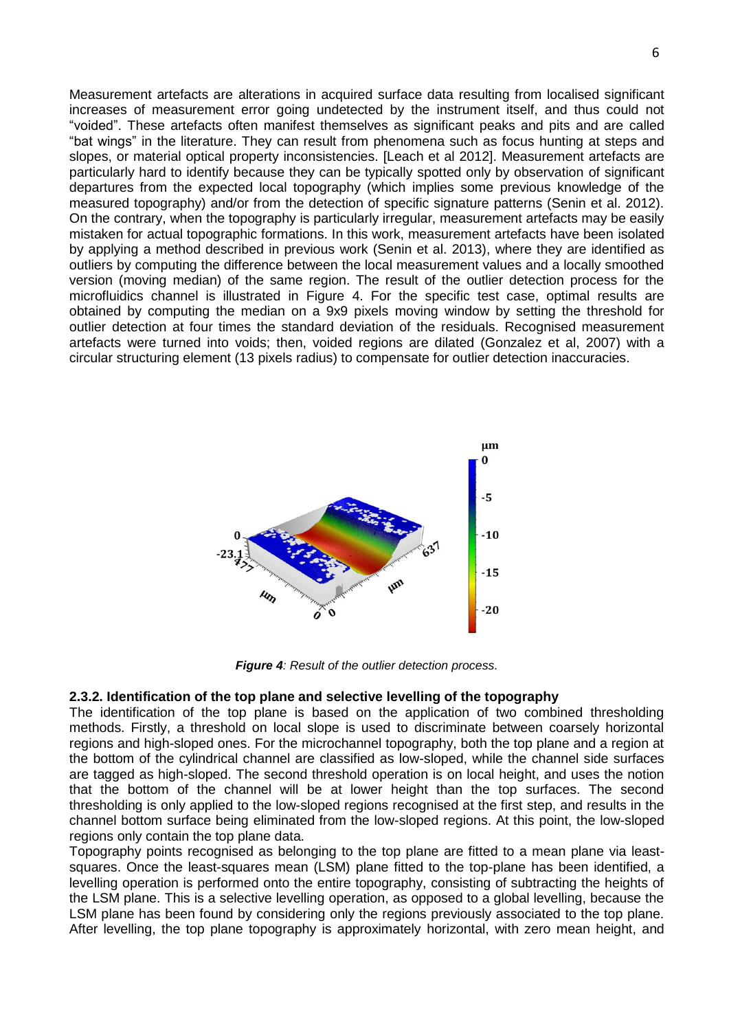Measurement artefacts are alterations in acquired surface data resulting from localised significant increases of measurement error going undetected by the instrument itself, and thus could not "voided". These artefacts often manifest themselves as significant peaks and pits and are called "bat wings" in the literature. They can result from phenomena such as focus hunting at steps and slopes, or material optical property inconsistencies. [Leach et al 2012]. Measurement artefacts are particularly hard to identify because they can be typically spotted only by observation of significant departures from the expected local topography (which implies some previous knowledge of the measured topography) and/or from the detection of specific signature patterns (Senin et al. 2012). On the contrary, when the topography is particularly irregular, measurement artefacts may be easily mistaken for actual topographic formations. In this work, measurement artefacts have been isolated by applying a method described in previous work (Senin et al. 2013), where they are identified as outliers by computing the difference between the local measurement values and a locally smoothed version (moving median) of the same region. The result of the outlier detection process for the microfluidics channel is illustrated in Figure 4. For the specific test case, optimal results are obtained by computing the median on a 9x9 pixels moving window by setting the threshold for outlier detection at four times the standard deviation of the residuals. Recognised measurement artefacts were turned into voids; then, voided regions are dilated (Gonzalez et al, 2007) with a circular structuring element (13 pixels radius) to compensate for outlier detection inaccuracies.

***Figure 4**: Result of the outlier detection process.*

### 2.3.2. Identification of the top plane and selective levelling of the topography

The identification of the top plane is based on the application of two combined thresholding methods. Firstly, a threshold on local slope is used to discriminate between coarsely horizontal regions and high-sloped ones. For the microchannel topography, both the top plane and a region at the bottom of the cylindrical channel are classified as low-sloped, while the channel side surfaces are tagged as high-sloped. The second threshold operation is on local height, and uses the notion that the bottom of the channel will be at lower height than the top surfaces. The second thresholding is only applied to the low-sloped regions recognised at the first step, and results in the channel bottom surface being eliminated from the low-sloped regions. At this point, the low-sloped regions only contain the top plane data.

Topography points recognised as belonging to the top plane are fitted to a mean plane via least-squares. Once the least-squares mean (LSM) plane fitted to the top-plane has been identified, a levelling operation is performed onto the entire topography, consisting of subtracting the heights of the LSM plane. This is a selective levelling operation, as opposed to a global levelling, because the LSM plane has been found by considering only the regions previously associated to the top plane. After levelling, the top plane topography is approximately horizontal, with zero mean height, and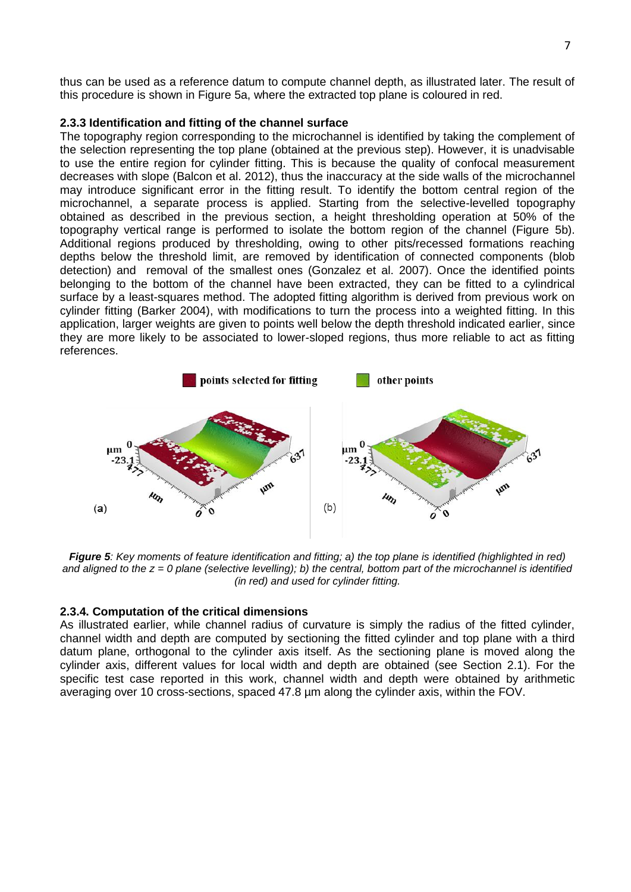thus can be used as a reference datum to compute channel depth, as illustrated later. The result of this procedure is shown in Figure 5a, where the extracted top plane is coloured in red.

### 2.3.3 Identification and fitting of the channel surface

The topography region corresponding to the microchannel is identified by taking the complement of the selection representing the top plane (obtained at the previous step). However, it is unadvisable to use the entire region for cylinder fitting. This is because the quality of confocal measurement decreases with slope (Balcon et al. 2012), thus the inaccuracy at the side walls of the microchannel may introduce significant error in the fitting result. To identify the bottom central region of the microchannel, a separate process is applied. Starting from the selective-levelled topography obtained as described in the previous section, a height thresholding operation at 50% of the topography vertical range is performed to isolate the bottom region of the channel (Figure 5b). Additional regions produced by thresholding, owing to other pits/recessed formations reaching depths below the threshold limit, are removed by identification of connected components (blob detection) and removal of the smallest ones (Gonzalez et al. 2007). Once the identified points belonging to the bottom of the channel have been extracted, they can be fitted to a cylindrical surface by a least-squares method. The adopted fitting algorithm is derived from previous work on cylinder fitting (Barker 2004), with modifications to turn the process into a weighted fitting. In this application, larger weights are given to points well below the depth threshold indicated earlier, since they are more likely to be associated to lower-sloped regions, thus more reliable to act as fitting references.

***Figure 5****: Key moments of feature identification and fitting; a) the top plane is identified (highlighted in red) and aligned to the z = 0 plane (selective levelling); b) the central, bottom part of the microchannel is identified (in red) and used for cylinder fitting.*

### 2.3.4. Computation of the critical dimensions

As illustrated earlier, while channel radius of curvature is simply the radius of the fitted cylinder, channel width and depth are computed by sectioning the fitted cylinder and top plane with a third datum plane, orthogonal to the cylinder axis itself. As the sectioning plane is moved along the cylinder axis, different values for local width and depth are obtained (see Section 2.1). For the specific test case reported in this work, channel width and depth were obtained by arithmetic averaging over 10 cross-sections, spaced 47.8 µm along the cylinder axis, within the FOV.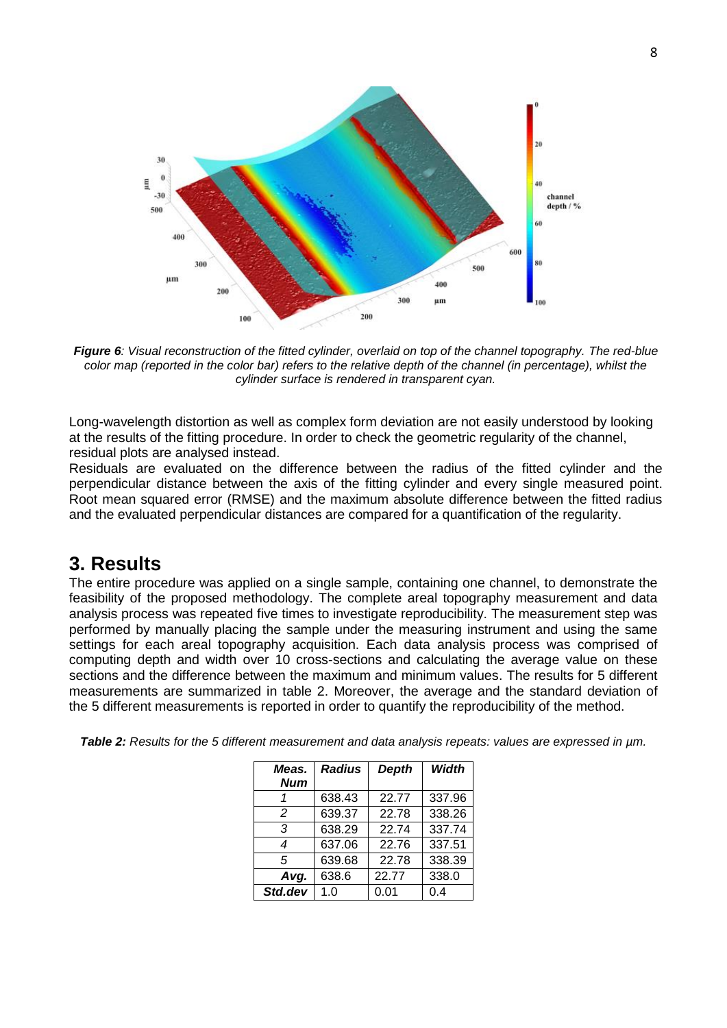*__Figure 6__: Visual reconstruction of the fitted cylinder, overlaid on top of the channel topography. The red-blue color map (reported in the color bar) refers to the relative depth of the channel (in percentage), whilst the cylinder surface is rendered in transparent cyan.*

Long-wavelength distortion as well as complex form deviation are not easily understood by looking at the results of the fitting procedure. In order to check the geometric regularity of the channel, residual plots are analysed instead.

Residuals are evaluated on the difference between the radius of the fitted cylinder and the perpendicular distance between the axis of the fitting cylinder and every single measured point. Root mean squared error (RMSE) and the maximum absolute difference between the fitted radius and the evaluated perpendicular distances are compared for a quantification of the regularity.

## 3. Results

The entire procedure was applied on a single sample, containing one channel, to demonstrate the feasibility of the proposed methodology. The complete areal topography measurement and data analysis process was repeated five times to investigate reproducibility. The measurement step was performed by manually placing the sample under the measuring instrument and using the same settings for each areal topography acquisition. Each data analysis process was comprised of computing depth and width over 10 cross-sections and calculating the average value on these sections and the difference between the maximum and minimum values. The results for 5 different measurements are summarized in table 2. Moreover, the average and the standard deviation of the 5 different measurements is reported in order to quantify the reproducibility of the method.

***Table 2:** Results for the 5 different measurement and data analysis repeats: values are expressed in µm.*

| *Meas. Num* | *Radius* | *Depth* | *Width* |
|---|---|---|---|
| *1* | 638.43 | 22.77 | 337.96 |
| *2* | 639.37 | 22.78 | 338.26 |
| *3* | 638.29 | 22.74 | 337.74 |
| *4* | 637.06 | 22.76 | 337.51 |
| *5* | 639.68 | 22.78 | 338.39 |
| ***Avg.*** | 638.6 | 22.77 | 338.0 |
| ***Std.dev*** | 1.0 | 0.01 | 0.4 |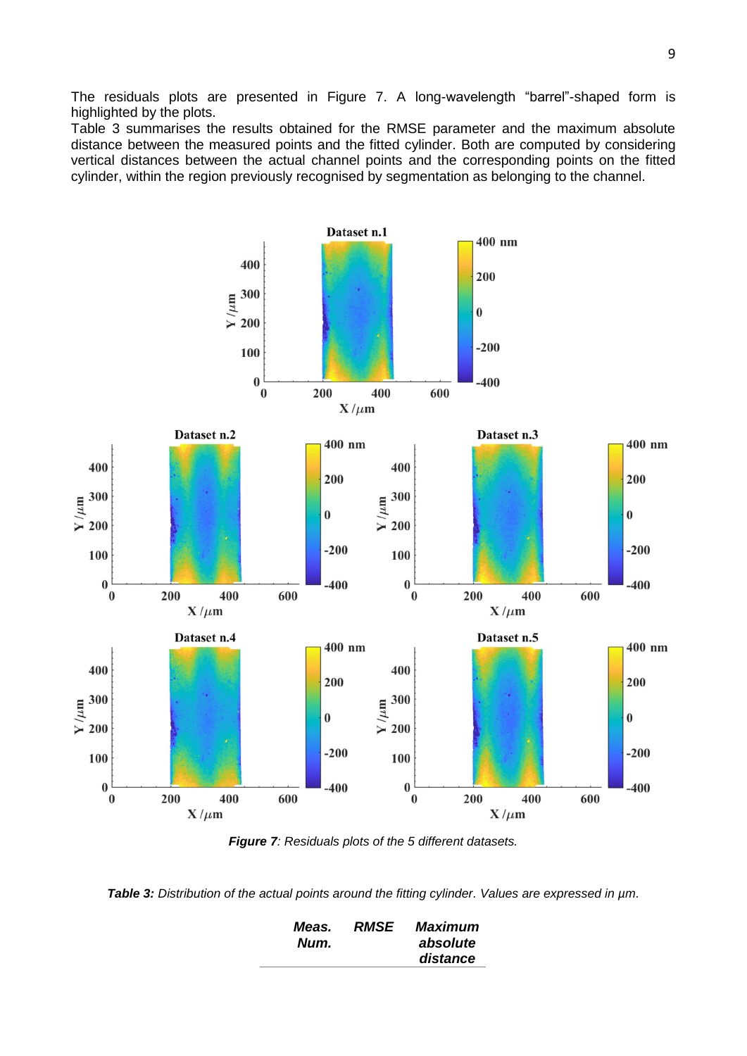The residuals plots are presented in Figure 7. A long-wavelength "barrel"-shaped form is highlighted by the plots.
Table 3 summarises the results obtained for the RMSE parameter and the maximum absolute distance between the measured points and the fitted cylinder. Both are computed by considering vertical distances between the actual channel points and the corresponding points on the fitted cylinder, within the region previously recognised by segmentation as belonging to the channel.

***Figure 7**: Residuals plots of the 5 different datasets.*

***Table 3:** Distribution of the actual points around the fitting cylinder. Values are expressed in µm.*

| *Meas. Num.* | *RMSE* | *Maximum absolute distance* |
|---|---|---|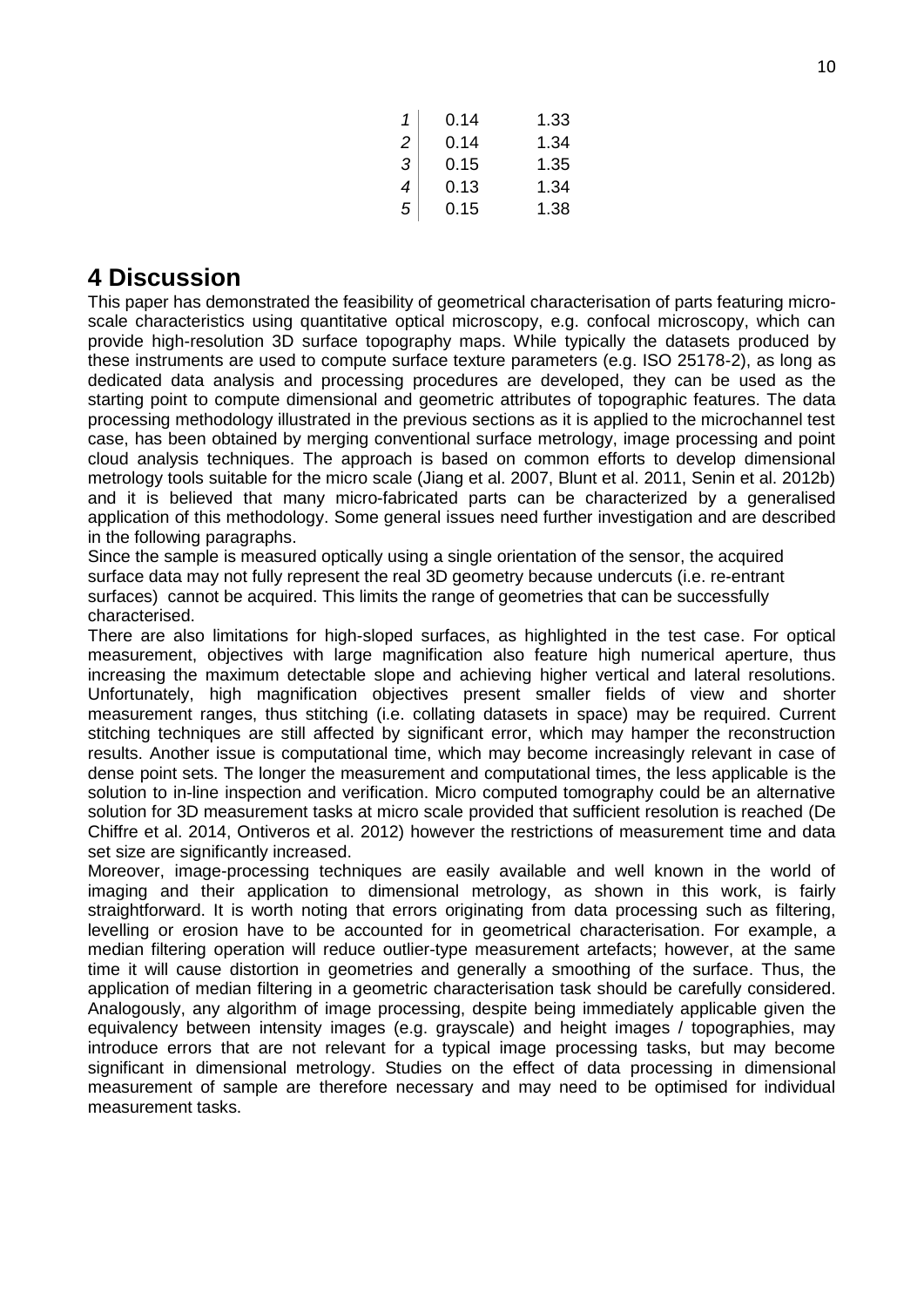| | | |
|---|---|---|
| *1* | 0.14 | 1.33 |
| *2* | 0.14 | 1.34 |
| *3* | 0.15 | 1.35 |
| *4* | 0.13 | 1.34 |
| *5* | 0.15 | 1.38 |

# 4 Discussion

This paper has demonstrated the feasibility of geometrical characterisation of parts featuring micro-scale characteristics using quantitative optical microscopy, e.g. confocal microscopy, which can provide high-resolution 3D surface topography maps. While typically the datasets produced by these instruments are used to compute surface texture parameters (e.g. ISO 25178-2), as long as dedicated data analysis and processing procedures are developed, they can be used as the starting point to compute dimensional and geometric attributes of topographic features. The data processing methodology illustrated in the previous sections as it is applied to the microchannel test case, has been obtained by merging conventional surface metrology, image processing and point cloud analysis techniques. The approach is based on common efforts to develop dimensional metrology tools suitable for the micro scale (Jiang et al. 2007, Blunt et al. 2011, Senin et al. 2012b) and it is believed that many micro-fabricated parts can be characterized by a generalised application of this methodology. Some general issues need further investigation and are described in the following paragraphs.

Since the sample is measured optically using a single orientation of the sensor, the acquired surface data may not fully represent the real 3D geometry because undercuts (i.e. re-entrant surfaces) cannot be acquired. This limits the range of geometries that can be successfully characterised.

There are also limitations for high-sloped surfaces, as highlighted in the test case. For optical measurement, objectives with large magnification also feature high numerical aperture, thus increasing the maximum detectable slope and achieving higher vertical and lateral resolutions. Unfortunately, high magnification objectives present smaller fields of view and shorter measurement ranges, thus stitching (i.e. collating datasets in space) may be required. Current stitching techniques are still affected by significant error, which may hamper the reconstruction results. Another issue is computational time, which may become increasingly relevant in case of dense point sets. The longer the measurement and computational times, the less applicable is the solution to in-line inspection and verification. Micro computed tomography could be an alternative solution for 3D measurement tasks at micro scale provided that sufficient resolution is reached (De Chiffre et al. 2014, Ontiveros et al. 2012) however the restrictions of measurement time and data set size are significantly increased.

Moreover, image-processing techniques are easily available and well known in the world of imaging and their application to dimensional metrology, as shown in this work, is fairly straightforward. It is worth noting that errors originating from data processing such as filtering, levelling or erosion have to be accounted for in geometrical characterisation. For example, a median filtering operation will reduce outlier-type measurement artefacts; however, at the same time it will cause distortion in geometries and generally a smoothing of the surface. Thus, the application of median filtering in a geometric characterisation task should be carefully considered. Analogously, any algorithm of image processing, despite being immediately applicable given the equivalency between intensity images (e.g. grayscale) and height images / topographies, may introduce errors that are not relevant for a typical image processing tasks, but may become significant in dimensional metrology. Studies on the effect of data processing in dimensional measurement of sample are therefore necessary and may need to be optimised for individual measurement tasks.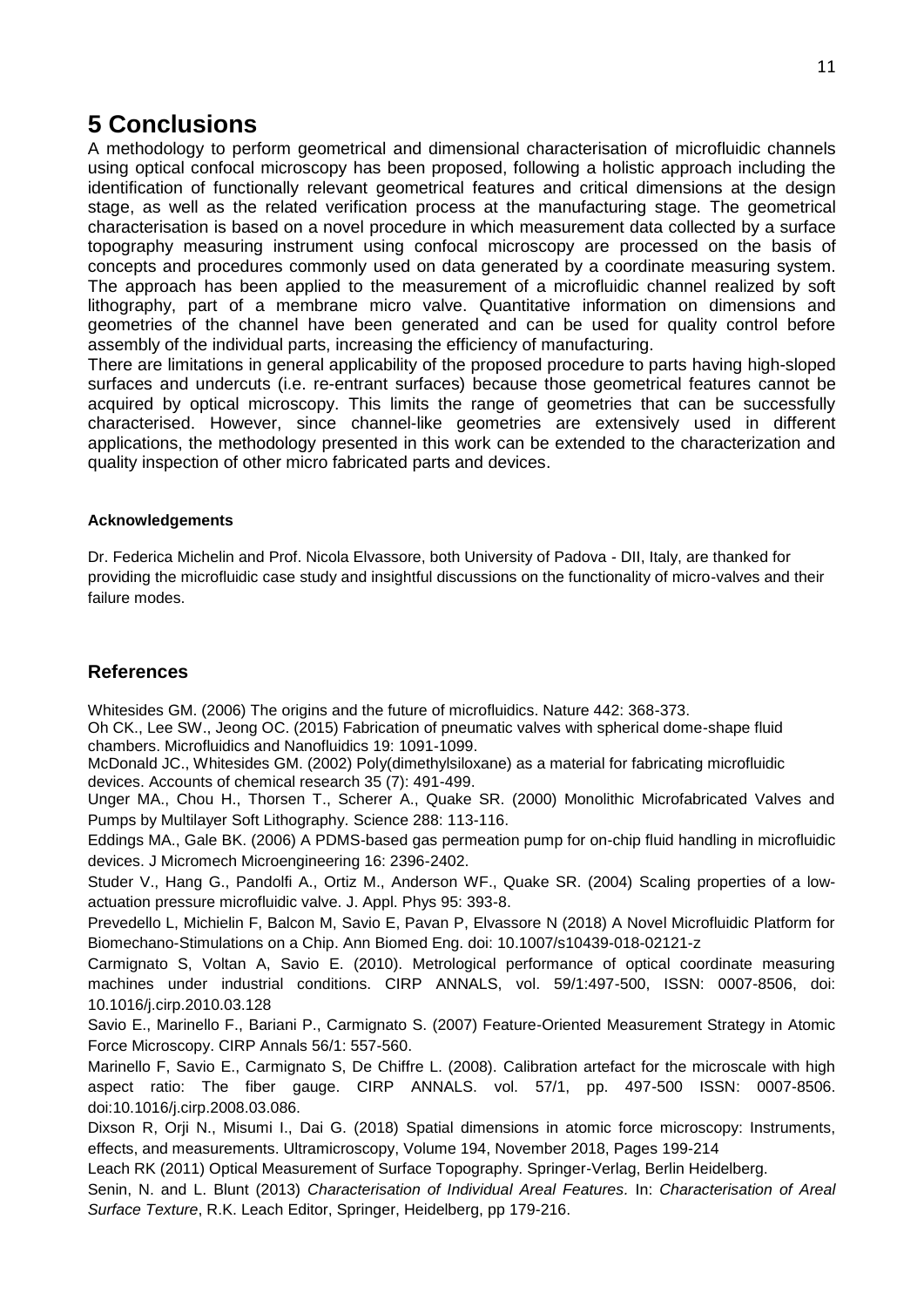# 5 Conclusions

A methodology to perform geometrical and dimensional characterisation of microfluidic channels using optical confocal microscopy has been proposed, following a holistic approach including the identification of functionally relevant geometrical features and critical dimensions at the design stage, as well as the related verification process at the manufacturing stage. The geometrical characterisation is based on a novel procedure in which measurement data collected by a surface topography measuring instrument using confocal microscopy are processed on the basis of concepts and procedures commonly used on data generated by a coordinate measuring system. The approach has been applied to the measurement of a microfluidic channel realized by soft lithography, part of a membrane micro valve. Quantitative information on dimensions and geometries of the channel have been generated and can be used for quality control before assembly of the individual parts, increasing the efficiency of manufacturing.

There are limitations in general applicability of the proposed procedure to parts having high-sloped surfaces and undercuts (i.e. re-entrant surfaces) because those geometrical features cannot be acquired by optical microscopy. This limits the range of geometries that can be successfully characterised. However, since channel-like geometries are extensively used in different applications, the methodology presented in this work can be extended to the characterization and quality inspection of other micro fabricated parts and devices.

#### Acknowledgements

Dr. Federica Michelin and Prof. Nicola Elvassore, both University of Padova - DII, Italy, are thanked for providing the microfluidic case study and insightful discussions on the functionality of micro-valves and their failure modes.

## References

Whitesides GM. (2006) The origins and the future of microfluidics. Nature 442: 368-373.

Oh CK., Lee SW., Jeong OC. (2015) Fabrication of pneumatic valves with spherical dome-shape fluid chambers. Microfluidics and Nanofluidics 19: 1091-1099.

McDonald JC., Whitesides GM. (2002) Poly(dimethylsiloxane) as a material for fabricating microfluidic devices. Accounts of chemical research 35 (7): 491-499.

Unger MA., Chou H., Thorsen T., Scherer A., Quake SR. (2000) Monolithic Microfabricated Valves and Pumps by Multilayer Soft Lithography. Science 288: 113-116.

Eddings MA., Gale BK. (2006) A PDMS-based gas permeation pump for on-chip fluid handling in microfluidic devices. J Micromech Microengineering 16: 2396-2402.

Studer V., Hang G., Pandolfi A., Ortiz M., Anderson WF., Quake SR. (2004) Scaling properties of a low-actuation pressure microfluidic valve. J. Appl. Phys 95: 393-8.

Prevedello L, Michielin F, Balcon M, Savio E, Pavan P, Elvassore N (2018) A Novel Microfluidic Platform for Biomechano-Stimulations on a Chip. Ann Biomed Eng. doi: 10.1007/s10439-018-02121-z

Carmignato S, Voltan A, Savio E. (2010). Metrological performance of optical coordinate measuring machines under industrial conditions. CIRP ANNALS, vol. 59/1:497-500, ISSN: 0007-8506, doi: 10.1016/j.cirp.2010.03.128

Savio E., Marinello F., Bariani P., Carmignato S. (2007) Feature-Oriented Measurement Strategy in Atomic Force Microscopy. CIRP Annals 56/1: 557-560.

Marinello F, Savio E., Carmignato S, De Chiffre L. (2008). Calibration artefact for the microscale with high aspect ratio: The fiber gauge. CIRP ANNALS. vol. 57/1, pp. 497-500 ISSN: 0007-8506. doi:10.1016/j.cirp.2008.03.086.

Dixson R, Orji N., Misumi I., Dai G. (2018) Spatial dimensions in atomic force microscopy: Instruments, effects, and measurements. Ultramicroscopy, Volume 194, November 2018, Pages 199-214

Leach RK (2011) Optical Measurement of Surface Topography. Springer-Verlag, Berlin Heidelberg.

Senin, N. and L. Blunt (2013) *Characterisation of Individual Areal Features.* In: *Characterisation of Areal Surface Texture*, R.K. Leach Editor, Springer, Heidelberg, pp 179-216.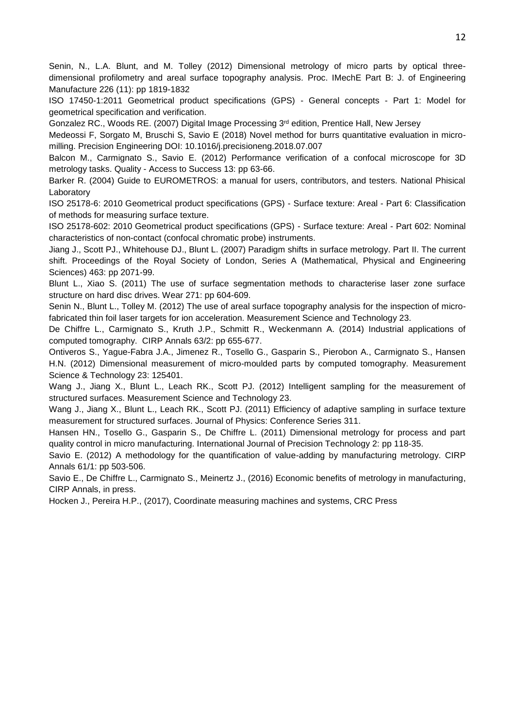Senin, N., L.A. Blunt, and M. Tolley (2012) Dimensional metrology of micro parts by optical three-dimensional profilometry and areal surface topography analysis. Proc. IMechE Part B: J. of Engineering Manufacture 226 (11): pp 1819-1832

ISO 17450-1:2011 Geometrical product specifications (GPS) - General concepts - Part 1: Model for geometrical specification and verification.

Gonzalez RC., Woods RE. (2007) Digital Image Processing 3rd edition, Prentice Hall, New Jersey

Medeossi F, Sorgato M, Bruschi S, Savio E (2018) Novel method for burrs quantitative evaluation in micro-milling. Precision Engineering DOI: 10.1016/j.precisioneng.2018.07.007

Balcon M., Carmignato S., Savio E. (2012) Performance verification of a confocal microscope for 3D metrology tasks. Quality - Access to Success 13: pp 63-66.

Barker R. (2004) Guide to EUROMETROS: a manual for users, contributors, and testers. National Phisical Laboratory

ISO 25178-6: 2010 Geometrical product specifications (GPS) - Surface texture: Areal - Part 6: Classification of methods for measuring surface texture.

ISO 25178-602: 2010 Geometrical product specifications (GPS) - Surface texture: Areal - Part 602: Nominal characteristics of non-contact (confocal chromatic probe) instruments.

Jiang J., Scott PJ., Whitehouse DJ., Blunt L. (2007) Paradigm shifts in surface metrology. Part II. The current shift. Proceedings of the Royal Society of London, Series A (Mathematical, Physical and Engineering Sciences) 463: pp 2071-99.

Blunt L., Xiao S. (2011) The use of surface segmentation methods to characterise laser zone surface structure on hard disc drives. Wear 271: pp 604-609.

Senin N., Blunt L., Tolley M. (2012) The use of areal surface topography analysis for the inspection of micro-fabricated thin foil laser targets for ion acceleration. Measurement Science and Technology 23.

De Chiffre L., Carmignato S., Kruth J.P., Schmitt R., Weckenmann A. (2014) Industrial applications of computed tomography. CIRP Annals 63/2: pp 655-677.

Ontiveros S., Yague-Fabra J.A., Jimenez R., Tosello G., Gasparin S., Pierobon A., Carmignato S., Hansen H.N. (2012) Dimensional measurement of micro-moulded parts by computed tomography. Measurement Science & Technology 23: 125401.

Wang J., Jiang X., Blunt L., Leach RK., Scott PJ. (2012) Intelligent sampling for the measurement of structured surfaces. Measurement Science and Technology 23.

Wang J., Jiang X., Blunt L., Leach RK., Scott PJ. (2011) Efficiency of adaptive sampling in surface texture measurement for structured surfaces. Journal of Physics: Conference Series 311.

Hansen HN., Tosello G., Gasparin S., De Chiffre L. (2011) Dimensional metrology for process and part quality control in micro manufacturing. International Journal of Precision Technology 2: pp 118-35.

Savio E. (2012) A methodology for the quantification of value-adding by manufacturing metrology. CIRP Annals 61/1: pp 503-506.

Savio E., De Chiffre L., Carmignato S., Meinertz J., (2016) Economic benefits of metrology in manufacturing, CIRP Annals, in press.

Hocken J., Pereira H.P., (2017), Coordinate measuring machines and systems, CRC Press